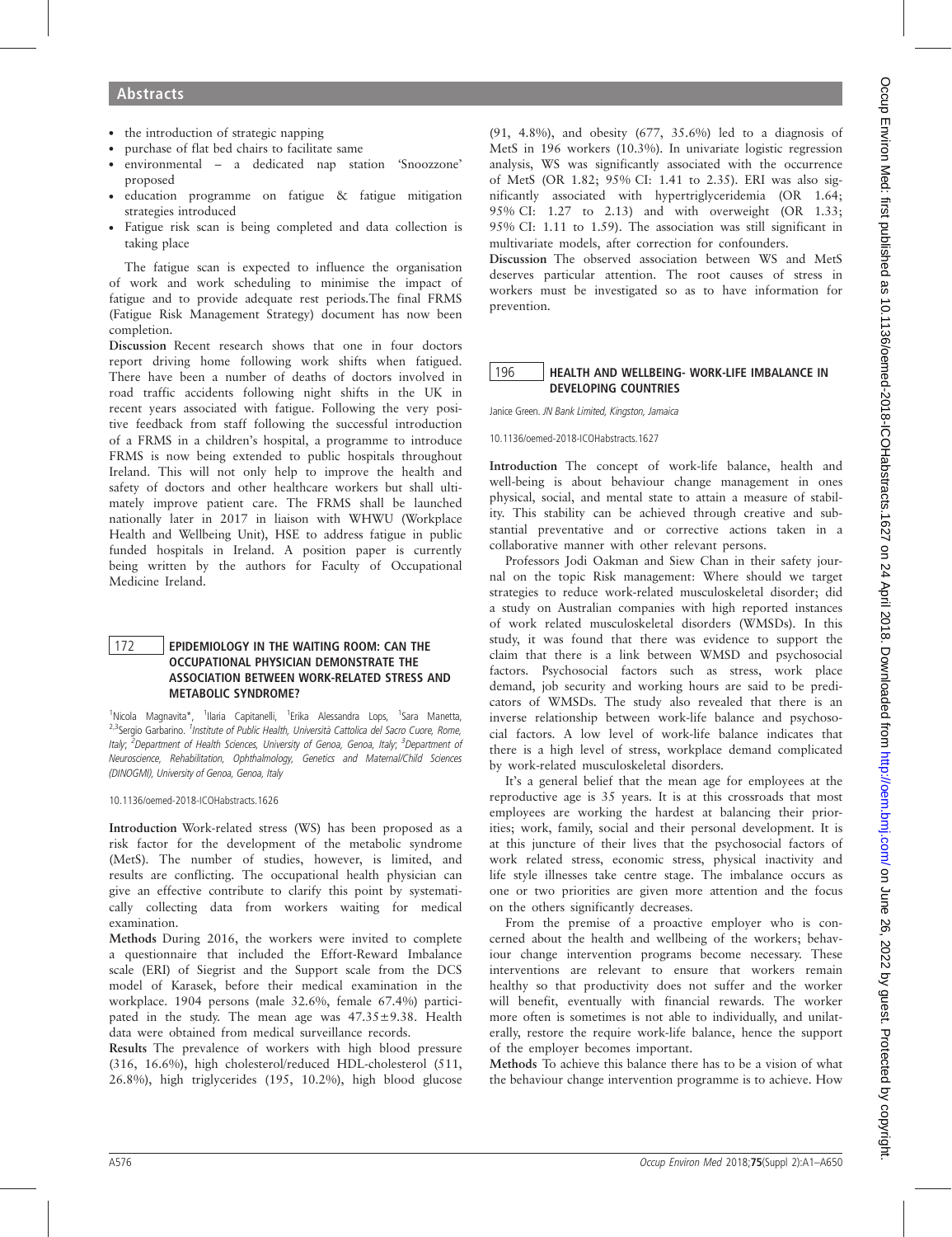- the introduction of strategic napping
- purchase of flat bed chairs to facilitate same
- environmental – a dedicated nap station 'Snoozzone' proposed
- education programme on fatigue & fatigue mitigation strategies introduced
- Fatigue risk scan is being completed and data collection is taking place

The fatigue scan is expected to influence the organisation of work and work scheduling to minimise the impact of fatigue and to provide adequate rest periods.The final FRMS (Fatigue Risk Management Strategy) document has now been completion.

**Discussion** Recent research shows that one in four doctors report driving home following work shifts when fatigued. There have been a number of deaths of doctors involved in road traffic accidents following night shifts in the UK in recent years associated with fatigue. Following the very positive feedback from staff following the successful introduction of a FRMS in a children's hospital, a programme to introduce FRMS is now being extended to public hospitals throughout Ireland. This will not only help to improve the health and safety of doctors and other healthcare workers but shall ultimately improve patient care. The FRMS shall be launched nationally later in 2017 in liaison with WHWU (Workplace Health and Wellbeing Unit), HSE to address fatigue in public funded hospitals in Ireland. A position paper is currently being written by the authors for Faculty of Occupational Medicine Ireland.

## 172 EPIDEMIOLOGY IN THE WAITING ROOM: CAN THE OCCUPATIONAL PHYSICIAN DEMONSTRATE THE ASSOCIATION BETWEEN WORK-RELATED STRESS AND METABOLIC SYNDROME?

[1]Nicola Magnavita*, [1]Ilaria Capitanelli, [1]Erika Alessandra Lops, [1]Sara Manetta, [2,3]Sergio Garbarino. [1]*Institute of Public Health, Università Cattolica del Sacro Cuore, Rome, Italy*; [2]*Department of Health Sciences, University of Genoa, Genoa, Italy*; [3]*Department of Neuroscience, Rehabilitation, Ophthalmology, Genetics and Maternal/Child Sciences (DINOGMI), University of Genoa, Genoa, Italy*

10.1136/oemed-2018-ICOHabstracts.1626

**Introduction** Work-related stress (WS) has been proposed as a risk factor for the development of the metabolic syndrome (MetS). The number of studies, however, is limited, and results are conflicting. The occupational health physician can give an effective contribute to clarify this point by systematically collecting data from workers waiting for medical examination.

**Methods** During 2016, the workers were invited to complete a questionnaire that included the Effort-Reward Imbalance scale (ERI) of Siegrist and the Support scale from the DCS model of Karasek, before their medical examination in the workplace. 1904 persons (male 32.6%, female 67.4%) participated in the study. The mean age was 47.35±9.38. Health data were obtained from medical surveillance records.

**Results** The prevalence of workers with high blood pressure (316, 16.6%), high cholesterol/reduced HDL-cholesterol (511, 26.8%), high triglycerides (195, 10.2%), high blood glucose (91, 4.8%), and obesity (677, 35.6%) led to a diagnosis of MetS in 196 workers (10.3%). In univariate logistic regression analysis, WS was significantly associated with the occurrence of MetS (OR 1.82; 95% CI: 1.41 to 2.35). ERI was also significantly associated with hypertriglyceridemia (OR 1.64; 95% CI: 1.27 to 2.13) and with overweight (OR 1.33; 95% CI: 1.11 to 1.59). The association was still significant in multivariate models, after correction for confounders.

**Discussion** The observed association between WS and MetS deserves particular attention. The root causes of stress in workers must be investigated so as to have information for prevention.

## 196 HEALTH AND WELLBEING- WORK-LIFE IMBALANCE IN DEVELOPING COUNTRIES

Janice Green. *JN Bank Limited, Kingston, Jamaica*

10.1136/oemed-2018-ICOHabstracts.1627

**Introduction** The concept of work-life balance, health and well-being is about behaviour change management in ones physical, social, and mental state to attain a measure of stability. This stability can be achieved through creative and substantial preventative and or corrective actions taken in a collaborative manner with other relevant persons.

Professors Jodi Oakman and Siew Chan in their safety journal on the topic Risk management: Where should we target strategies to reduce work-related musculoskeletal disorder; did a study on Australian companies with high reported instances of work related musculoskeletal disorders (WMSDs). In this study, it was found that there was evidence to support the claim that there is a link between WMSD and psychosocial factors. Psychosocial factors such as stress, work place demand, job security and working hours are said to be predicators of WMSDs. The study also revealed that there is an inverse relationship between work-life balance and psychosocial factors. A low level of work-life balance indicates that there is a high level of stress, workplace demand complicated by work-related musculoskeletal disorders.

It's a general belief that the mean age for employees at the reproductive age is 35 years. It is at this crossroads that most employees are working the hardest at balancing their priorities; work, family, social and their personal development. It is at this juncture of their lives that the psychosocial factors of work related stress, economic stress, physical inactivity and life style illnesses take centre stage. The imbalance occurs as one or two priorities are given more attention and the focus on the others significantly decreases.

From the premise of a proactive employer who is concerned about the health and wellbeing of the workers; behaviour change intervention programs become necessary. These interventions are relevant to ensure that workers remain healthy so that productivity does not suffer and the worker will benefit, eventually with financial rewards. The worker more often is sometimes is not able to individually, and unilaterally, restore the require work-life balance, hence the support of the employer becomes important.

**Methods** To achieve this balance there has to be a vision of what the behaviour change intervention programme is to achieve. How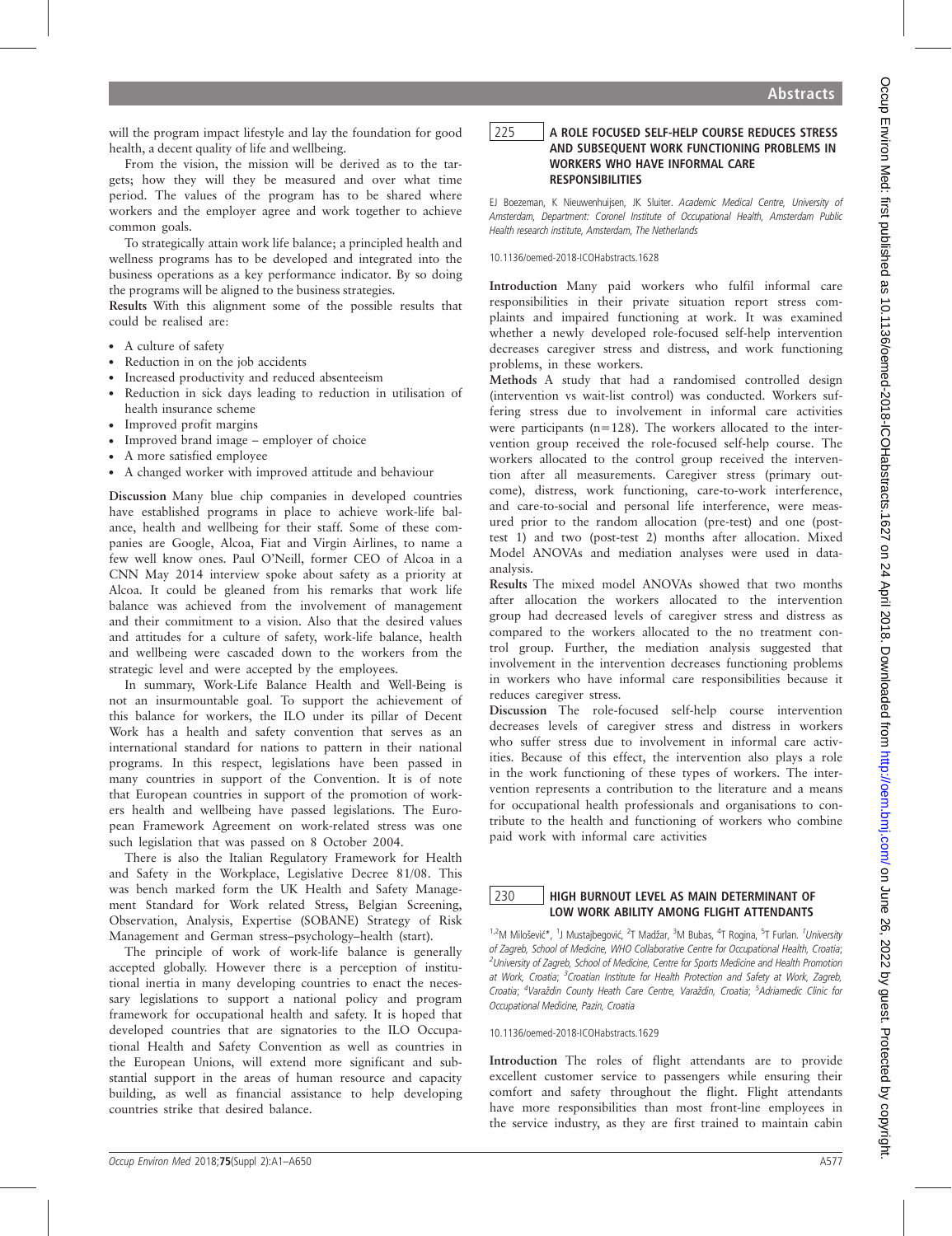will the program impact lifestyle and lay the foundation for good health, a decent quality of life and wellbeing.

From the vision, the mission will be derived as to the targets; how they will they be measured and over what time period. The values of the program has to be shared where workers and the employer agree and work together to achieve common goals.

To strategically attain work life balance; a principled health and wellness programs has to be developed and integrated into the business operations as a key performance indicator. By so doing the programs will be aligned to the business strategies.

**Results** With this alignment some of the possible results that could be realised are:

- A culture of safety
- Reduction in on the job accidents
- Increased productivity and reduced absenteeism
- Reduction in sick days leading to reduction in utilisation of health insurance scheme
- Improved profit margins
- Improved brand image – employer of choice
- A more satisfied employee
- A changed worker with improved attitude and behaviour

**Discussion** Many blue chip companies in developed countries have established programs in place to achieve work-life balance, health and wellbeing for their staff. Some of these companies are Google, Alcoa, Fiat and Virgin Airlines, to name a few well know ones. Paul O'Neill, former CEO of Alcoa in a CNN May 2014 interview spoke about safety as a priority at Alcoa. It could be gleaned from his remarks that work life balance was achieved from the involvement of management and their commitment to a vision. Also that the desired values and attitudes for a culture of safety, work-life balance, health and wellbeing were cascaded down to the workers from the strategic level and were accepted by the employees.

In summary, Work-Life Balance Health and Well-Being is not an insurmountable goal. To support the achievement of this balance for workers, the ILO under its pillar of Decent Work has a health and safety convention that serves as an international standard for nations to pattern in their national programs. In this respect, legislations have been passed in many countries in support of the Convention. It is of note that European countries in support of the promotion of workers health and wellbeing have passed legislations. The European Framework Agreement on work-related stress was one such legislation that was passed on 8 October 2004.

There is also the Italian Regulatory Framework for Health and Safety in the Workplace, Legislative Decree 81/08. This was bench marked form the UK Health and Safety Management Standard for Work related Stress, Belgian Screening, Observation, Analysis, Expertise (SOBANE) Strategy of Risk Management and German stress–psychology–health (start).

The principle of work of work-life balance is generally accepted globally. However there is a perception of institutional inertia in many developing countries to enact the necessary legislations to support a national policy and program framework for occupational health and safety. It is hoped that developed countries that are signatories to the ILO Occupational Health and Safety Convention as well as countries in the European Unions, will extend more significant and substantial support in the areas of human resource and capacity building, as well as financial assistance to help developing countries strike that desired balance.

## 225 A ROLE FOCUSED SELF-HELP COURSE REDUCES STRESS AND SUBSEQUENT WORK FUNCTIONING PROBLEMS IN WORKERS WHO HAVE INFORMAL CARE RESPONSIBILITIES

*EJ Boezeman, K Nieuwenhuijsen, JK Sluiter. Academic Medical Centre, University of Amsterdam, Department: Coronel Institute of Occupational Health, Amsterdam Public Health research institute, Amsterdam, The Netherlands*

10.1136/oemed-2018-ICOHabstracts.1628

**Introduction** Many paid workers who fulfil informal care responsibilities in their private situation report stress complaints and impaired functioning at work. It was examined whether a newly developed role-focused self-help intervention decreases caregiver stress and distress, and work functioning problems, in these workers.

**Methods** A study that had a randomised controlled design (intervention vs wait-list control) was conducted. Workers suffering stress due to involvement in informal care activities were participants (n=128). The workers allocated to the intervention group received the role-focused self-help course. The workers allocated to the control group received the intervention after all measurements. Caregiver stress (primary outcome), distress, work functioning, care-to-work interference, and care-to-social and personal life interference, were measured prior to the random allocation (pre-test) and one (post-test 1) and two (post-test 2) months after allocation. Mixed Model ANOVAs and mediation analyses were used in data-analysis.

**Results** The mixed model ANOVAs showed that two months after allocation the workers allocated to the intervention group had decreased levels of caregiver stress and distress as compared to the workers allocated to the no treatment control group. Further, the mediation analysis suggested that involvement in the intervention decreases functioning problems in workers who have informal care responsibilities because it reduces caregiver stress.

**Discussion** The role-focused self-help course intervention decreases levels of caregiver stress and distress in workers who suffer stress due to involvement in informal care activities. Because of this effect, the intervention also plays a role in the work functioning of these types of workers. The intervention represents a contribution to the literature and a means for occupational health professionals and organisations to contribute to the health and functioning of workers who combine paid work with informal care activities

## 230 HIGH BURNOUT LEVEL AS MAIN DETERMINANT OF LOW WORK ABILITY AMONG FLIGHT ATTENDANTS

[1,2]M Milošević*, [1]J Mustajbegović, [2]T Madžar, [3]M Bubas, [4]T Rogina, [5]T Furlan. *[1]University of Zagreb, School of Medicine, WHO Collaborative Centre for Occupational Health, Croatia; [2]University of Zagreb, School of Medicine, Centre for Sports Medicine and Health Promotion at Work, Croatia; [3]Croatian Institute for Health Protection and Safety at Work, Zagreb, Croatia; [4]Varaždin County Heath Care Centre, Varaždin, Croatia; [5]Adriamedic Clinic for Occupational Medicine, Pazin, Croatia*

10.1136/oemed-2018-ICOHabstracts.1629

**Introduction** The roles of flight attendants are to provide excellent customer service to passengers while ensuring their comfort and safety throughout the flight. Flight attendants have more responsibilities than most front-line employees in the service industry, as they are first trained to maintain cabin